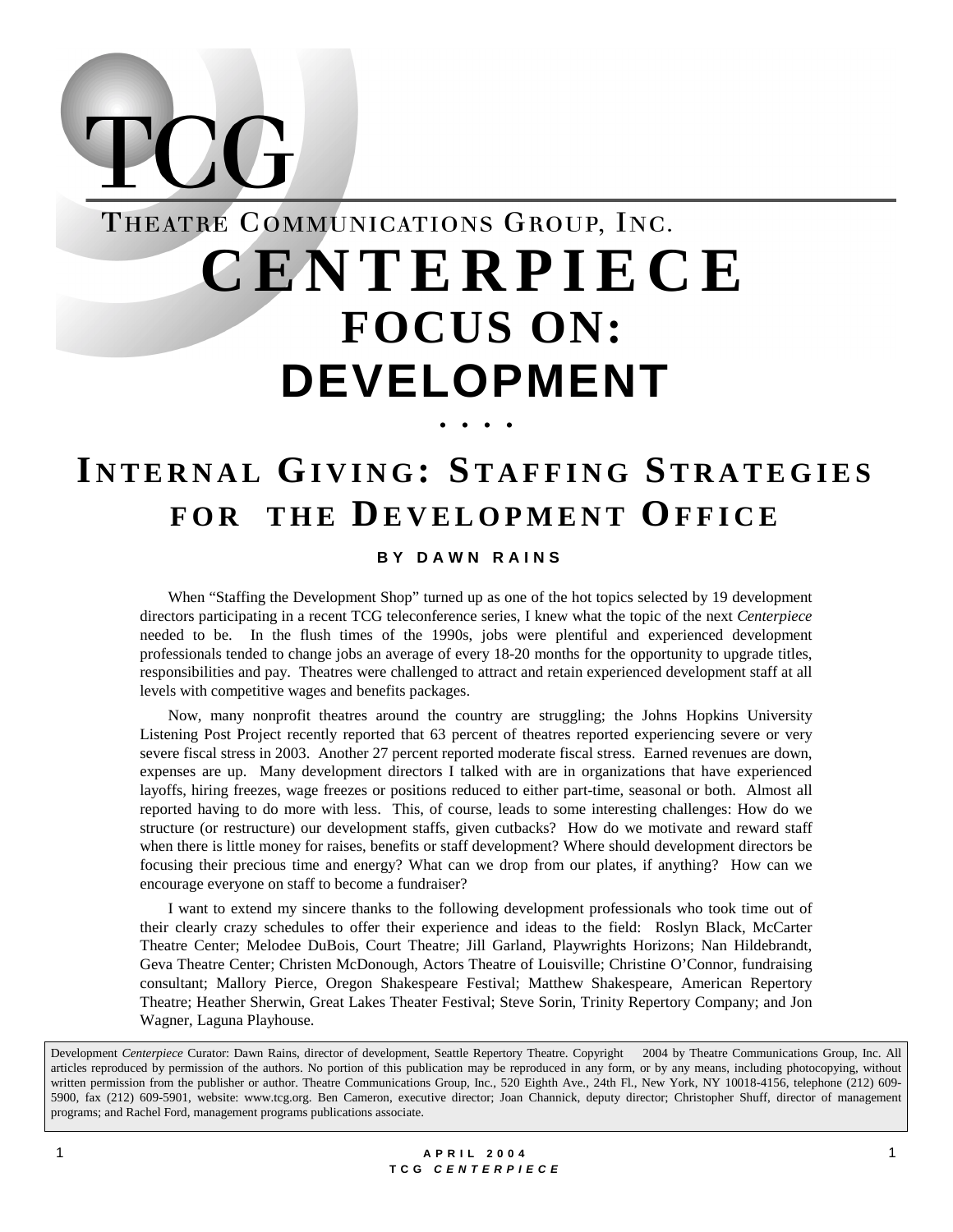# TCG

THEATRE COMMUNICATIONS GROUP, INC.

# CENTERPIECE

## FOCUS ON: DEVELOPMENT

. . . .

# INTERNAL GIVING: STAFFING STRATEGIES FOR THE DEVELOPMENT OFFICE

**BY DAWN RAINS**

When "Staffing the Development Shop" turned up as one of the hot topics selected by 19 development directors participating in a recent TCG teleconference series, I knew what the topic of the next *Centerpiece* needed to be. In the flush times of the 1990s, jobs were plentiful and experienced development professionals tended to change jobs an average of every 18-20 months for the opportunity to upgrade titles, responsibilities and pay. Theatres were challenged to attract and retain experienced development staff at all levels with competitive wages and benefits packages.

Now, many nonprofit theatres around the country are struggling; the Johns Hopkins University Listening Post Project recently reported that 63 percent of theatres reported experiencing severe or very severe fiscal stress in 2003. Another 27 percent reported moderate fiscal stress. Earned revenues are down, expenses are up. Many development directors I talked with are in organizations that have experienced layoffs, hiring freezes, wage freezes or positions reduced to either part-time, seasonal or both. Almost all reported having to do more with less. This, of course, leads to some interesting challenges: How do we structure (or restructure) our development staffs, given cutbacks? How do we motivate and reward staff when there is little money for raises, benefits or staff development? Where should development directors be focusing their precious time and energy? What can we drop from our plates, if anything? How can we encourage everyone on staff to become a fundraiser?

I want to extend my sincere thanks to the following development professionals who took time out of their clearly crazy schedules to offer their experience and ideas to the field: Roslyn Black, McCarter Theatre Center; Melodee DuBois, Court Theatre; Jill Garland, Playwrights Horizons; Nan Hildebrandt, Geva Theatre Center; Christen McDonough, Actors Theatre of Louisville; Christine O'Connor, fundraising consultant; Mallory Pierce, Oregon Shakespeare Festival; Matthew Shakespeare, American Repertory Theatre; Heather Sherwin, Great Lakes Theater Festival; Steve Sorin, Trinity Repertory Company; and Jon Wagner, Laguna Playhouse.

Development *Centerpiece* Curator: Dawn Rains, director of development, Seattle Repertory Theatre. Copyright 2004 by Theatre Communications Group, Inc. All articles reproduced by permission of the authors. No portion of this publication may be reproduced in any form, or by any means, including photocopying, without written permission from the publisher or author. Theatre Communications Group, Inc., 520 Eighth Ave., 24th Fl., New York, NY 10018-4156, telephone (212) 609-5900, fax (212) 609-5901, website: www.tcg.org. Ben Cameron, executive director; Joan Channick, deputy director; Christopher Shuff, director of management programs; and Rachel Ford, management programs publications associate.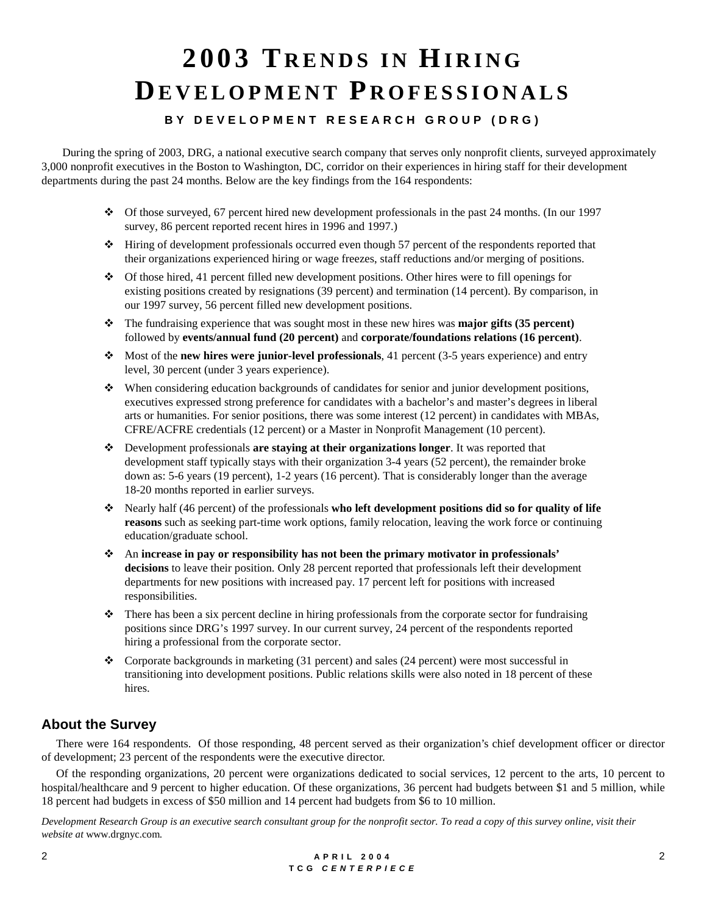# 2003 Trends in Hiring Development Professionals

**BY DEVELOPMENT RESEARCH GROUP (DRG)**

During the spring of 2003, DRG, a national executive search company that serves only nonprofit clients, surveyed approximately 3,000 nonprofit executives in the Boston to Washington, DC, corridor on their experiences in hiring staff for their development departments during the past 24 months. Below are the key findings from the 164 respondents:

- Of those surveyed, 67 percent hired new development professionals in the past 24 months. (In our 1997 survey, 86 percent reported recent hires in 1996 and 1997.)
- Hiring of development professionals occurred even though 57 percent of the respondents reported that their organizations experienced hiring or wage freezes, staff reductions and/or merging of positions.
- Of those hired, 41 percent filled new development positions. Other hires were to fill openings for existing positions created by resignations (39 percent) and termination (14 percent). By comparison, in our 1997 survey, 56 percent filled new development positions.
- The fundraising experience that was sought most in these new hires was **major gifts (35 percent)** followed by **events/annual fund (20 percent)** and **corporate/foundations relations (16 percent)**.
- Most of the **new hires were junior-level professionals**, 41 percent (3-5 years experience) and entry level, 30 percent (under 3 years experience).
- When considering education backgrounds of candidates for senior and junior development positions, executives expressed strong preference for candidates with a bachelor's and master's degrees in liberal arts or humanities. For senior positions, there was some interest (12 percent) in candidates with MBAs, CFRE/ACFRE credentials (12 percent) or a Master in Nonprofit Management (10 percent).
- Development professionals **are staying at their organizations longer**. It was reported that development staff typically stays with their organization 3-4 years (52 percent), the remainder broke down as: 5-6 years (19 percent), 1-2 years (16 percent). That is considerably longer than the average 18-20 months reported in earlier surveys.
- Nearly half (46 percent) of the professionals **who left development positions did so for quality of life reasons** such as seeking part-time work options, family relocation, leaving the work force or continuing education/graduate school.
- An **increase in pay or responsibility has not been the primary motivator in professionals' decisions** to leave their position. Only 28 percent reported that professionals left their development departments for new positions with increased pay. 17 percent left for positions with increased responsibilities.
- There has been a six percent decline in hiring professionals from the corporate sector for fundraising positions since DRG's 1997 survey. In our current survey, 24 percent of the respondents reported hiring a professional from the corporate sector.
- Corporate backgrounds in marketing (31 percent) and sales (24 percent) were most successful in transitioning into development positions. Public relations skills were also noted in 18 percent of these hires.

## About the Survey

There were 164 respondents. Of those responding, 48 percent served as their organization's chief development officer or director of development; 23 percent of the respondents were the executive director.

Of the responding organizations, 20 percent were organizations dedicated to social services, 12 percent to the arts, 10 percent to hospital/healthcare and 9 percent to higher education. Of these organizations, 36 percent had budgets between $1 and 5 million, while 18 percent had budgets in excess of $50 million and 14 percent had budgets from $6 to 10 million.

*Development Research Group is an executive search consultant group for the nonprofit sector. To read a copy of this survey online, visit their website at* www.drgnyc.com.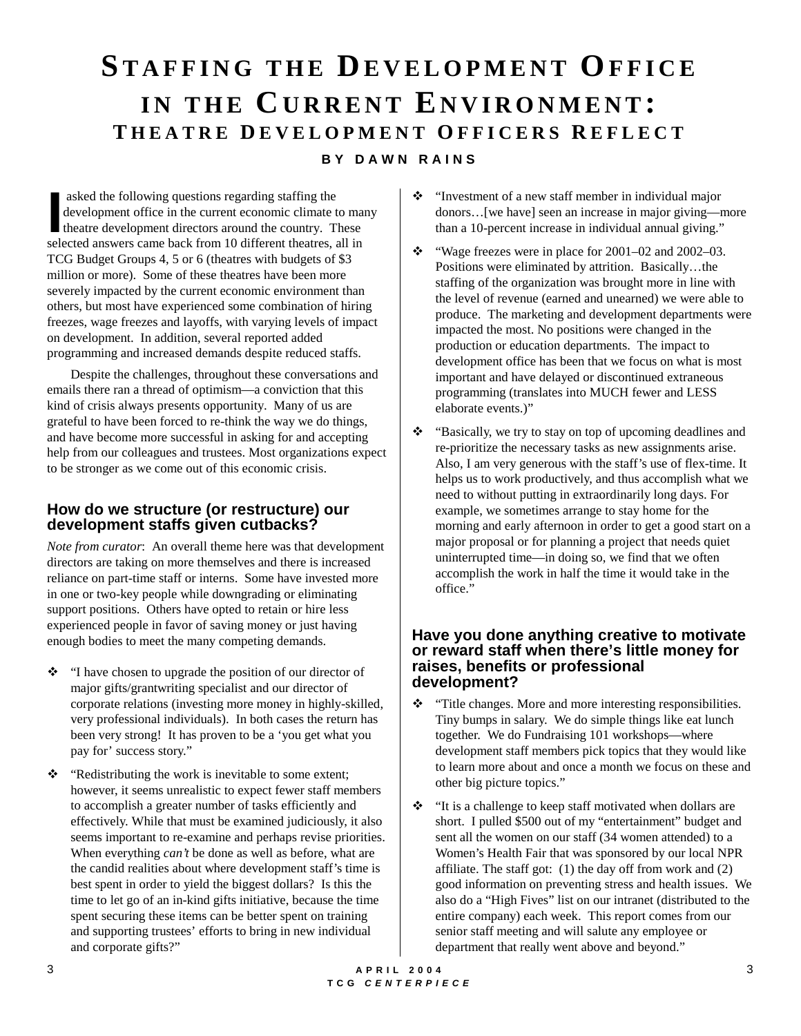# STAFFING THE DEVELOPMENT OFFICE IN THE CURRENT ENVIRONMENT: THEATRE DEVELOPMENT OFFICERS REFLECT

**BY DAWN RAINS**

I asked the following questions regarding staffing the development office in the current economic climate to many theatre development directors around the country. These selected answers came back from 10 different theatres, all in TCG Budget Groups 4, 5 or 6 (theatres with budgets of $3 million or more). Some of these theatres have been more severely impacted by the current economic environment than others, but most have experienced some combination of hiring freezes, wage freezes and layoffs, with varying levels of impact on development. In addition, several reported added programming and increased demands despite reduced staffs.

Despite the challenges, throughout these conversations and emails there ran a thread of optimism—a conviction that this kind of crisis always presents opportunity. Many of us are grateful to have been forced to re-think the way we do things, and have become more successful in asking for and accepting help from our colleagues and trustees. Most organizations expect to be stronger as we come out of this economic crisis.

## How do we structure (or restructure) our development staffs given cutbacks?

*Note from curator*: An overall theme here was that development directors are taking on more themselves and there is increased reliance on part-time staff or interns. Some have invested more in one or two-key people while downgrading or eliminating support positions. Others have opted to retain or hire less experienced people in favor of saving money or just having enough bodies to meet the many competing demands.

- "I have chosen to upgrade the position of our director of major gifts/grantwriting specialist and our director of corporate relations (investing more money in highly-skilled, very professional individuals). In both cases the return has been very strong! It has proven to be a 'you get what you pay for' success story."
- "Redistributing the work is inevitable to some extent; however, it seems unrealistic to expect fewer staff members to accomplish a greater number of tasks efficiently and effectively. While that must be examined judiciously, it also seems important to re-examine and perhaps revise priorities. When everything *can't* be done as well as before, what are the candid realities about where development staff's time is best spent in order to yield the biggest dollars? Is this the time to let go of an in-kind gifts initiative, because the time spent securing these items can be better spent on training and supporting trustees' efforts to bring in new individual and corporate gifts?"
- "Investment of a new staff member in individual major donors…[we have] seen an increase in major giving—more than a 10-percent increase in individual annual giving."
- "Wage freezes were in place for 2001–02 and 2002–03. Positions were eliminated by attrition. Basically…the staffing of the organization was brought more in line with the level of revenue (earned and unearned) we were able to produce. The marketing and development departments were impacted the most. No positions were changed in the production or education departments. The impact to development office has been that we focus on what is most important and have delayed or discontinued extraneous programming (translates into MUCH fewer and LESS elaborate events.)"
- "Basically, we try to stay on top of upcoming deadlines and re-prioritize the necessary tasks as new assignments arise. Also, I am very generous with the staff's use of flex-time. It helps us to work productively, and thus accomplish what we need to without putting in extraordinarily long days. For example, we sometimes arrange to stay home for the morning and early afternoon in order to get a good start on a major proposal or for planning a project that needs quiet uninterrupted time—in doing so, we find that we often accomplish the work in half the time it would take in the office."

## Have you done anything creative to motivate or reward staff when there's little money for raises, benefits or professional development?

- "Title changes. More and more interesting responsibilities. Tiny bumps in salary. We do simple things like eat lunch together. We do Fundraising 101 workshops—where development staff members pick topics that they would like to learn more about and once a month we focus on these and other big picture topics."
- "It is a challenge to keep staff motivated when dollars are short. I pulled $500 out of my "entertainment" budget and sent all the women on our staff (34 women attended) to a Women's Health Fair that was sponsored by our local NPR affiliate. The staff got: (1) the day off from work and (2) good information on preventing stress and health issues. We also do a "High Fives" list on our intranet (distributed to the entire company) each week. This report comes from our senior staff meeting and will salute any employee or department that really went above and beyond."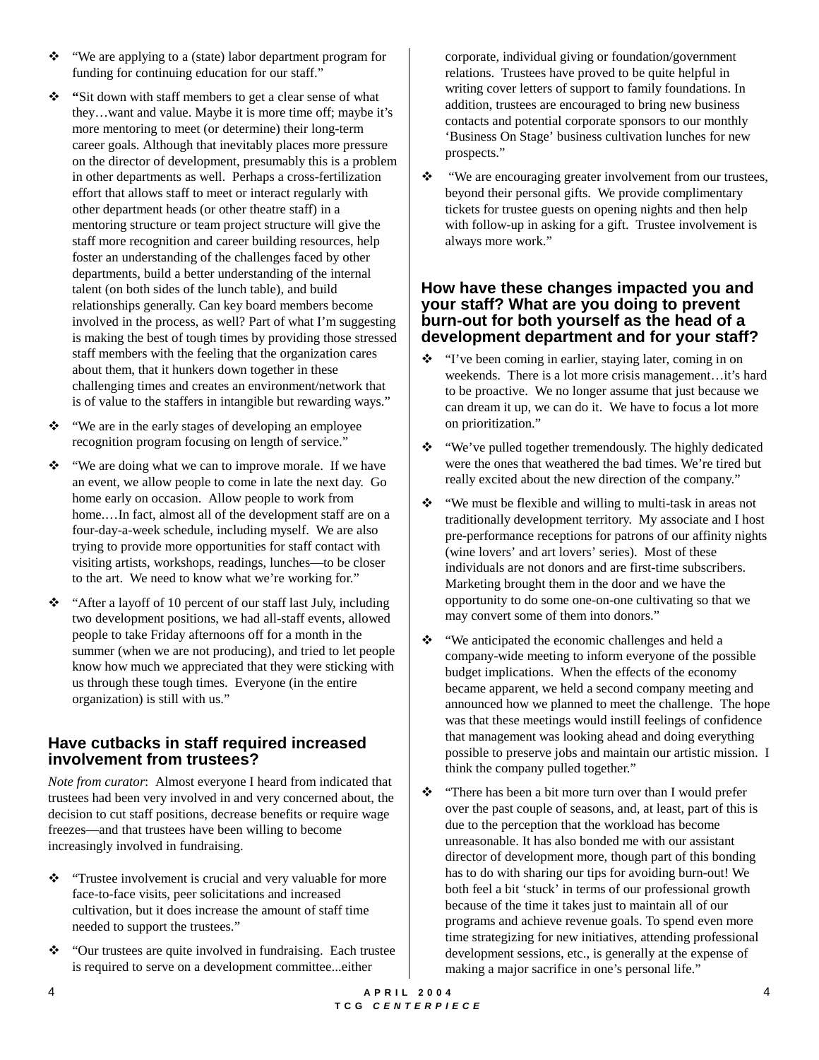- "We are applying to a (state) labor department program for funding for continuing education for our staff."

- **"**Sit down with staff members to get a clear sense of what they…want and value. Maybe it is more time off; maybe it's more mentoring to meet (or determine) their long-term career goals. Although that inevitably places more pressure on the director of development, presumably this is a problem in other departments as well. Perhaps a cross-fertilization effort that allows staff to meet or interact regularly with other department heads (or other theatre staff) in a mentoring structure or team project structure will give the staff more recognition and career building resources, help foster an understanding of the challenges faced by other departments, build a better understanding of the internal talent (on both sides of the lunch table), and build relationships generally. Can key board members become involved in the process, as well? Part of what I'm suggesting is making the best of tough times by providing those stressed staff members with the feeling that the organization cares about them, that it hunkers down together in these challenging times and creates an environment/network that is of value to the staffers in intangible but rewarding ways."

- "We are in the early stages of developing an employee recognition program focusing on length of service."

- "We are doing what we can to improve morale. If we have an event, we allow people to come in late the next day. Go home early on occasion. Allow people to work from home.…In fact, almost all of the development staff are on a four-day-a-week schedule, including myself. We are also trying to provide more opportunities for staff contact with visiting artists, workshops, readings, lunches—to be closer to the art. We need to know what we're working for."

- "After a layoff of 10 percent of our staff last July, including two development positions, we had all-staff events, allowed people to take Friday afternoons off for a month in the summer (when we are not producing), and tried to let people know how much we appreciated that they were sticking with us through these tough times. Everyone (in the entire organization) is still with us."

## Have cutbacks in staff required increased involvement from trustees?

*Note from curator*: Almost everyone I heard from indicated that trustees had been very involved in and very concerned about, the decision to cut staff positions, decrease benefits or require wage freezes—and that trustees have been willing to become increasingly involved in fundraising.

- "Trustee involvement is crucial and very valuable for more face-to-face visits, peer solicitations and increased cultivation, but it does increase the amount of staff time needed to support the trustees."

- "Our trustees are quite involved in fundraising. Each trustee is required to serve on a development committee...either corporate, individual giving or foundation/government relations. Trustees have proved to be quite helpful in writing cover letters of support to family foundations. In addition, trustees are encouraged to bring new business contacts and potential corporate sponsors to our monthly 'Business On Stage' business cultivation lunches for new prospects."

- "We are encouraging greater involvement from our trustees, beyond their personal gifts. We provide complimentary tickets for trustee guests on opening nights and then help with follow-up in asking for a gift. Trustee involvement is always more work."

## How have these changes impacted you and your staff? What are you doing to prevent burn-out for both yourself as the head of a development department and for your staff?

- "I've been coming in earlier, staying later, coming in on weekends. There is a lot more crisis management…it's hard to be proactive. We no longer assume that just because we can dream it up, we can do it. We have to focus a lot more on prioritization."

- "We've pulled together tremendously. The highly dedicated were the ones that weathered the bad times. We're tired but really excited about the new direction of the company."

- "We must be flexible and willing to multi-task in areas not traditionally development territory. My associate and I host pre-performance receptions for patrons of our affinity nights (wine lovers' and art lovers' series). Most of these individuals are not donors and are first-time subscribers. Marketing brought them in the door and we have the opportunity to do some one-on-one cultivating so that we may convert some of them into donors."

- "We anticipated the economic challenges and held a company-wide meeting to inform everyone of the possible budget implications. When the effects of the economy became apparent, we held a second company meeting and announced how we planned to meet the challenge. The hope was that these meetings would instill feelings of confidence that management was looking ahead and doing everything possible to preserve jobs and maintain our artistic mission. I think the company pulled together."

- "There has been a bit more turn over than I would prefer over the past couple of seasons, and, at least, part of this is due to the perception that the workload has become unreasonable. It has also bonded me with our assistant director of development more, though part of this bonding has to do with sharing our tips for avoiding burn-out! We both feel a bit 'stuck' in terms of our professional growth because of the time it takes just to maintain all of our programs and achieve revenue goals. To spend even more time strategizing for new initiatives, attending professional development sessions, etc., is generally at the expense of making a major sacrifice in one's personal life."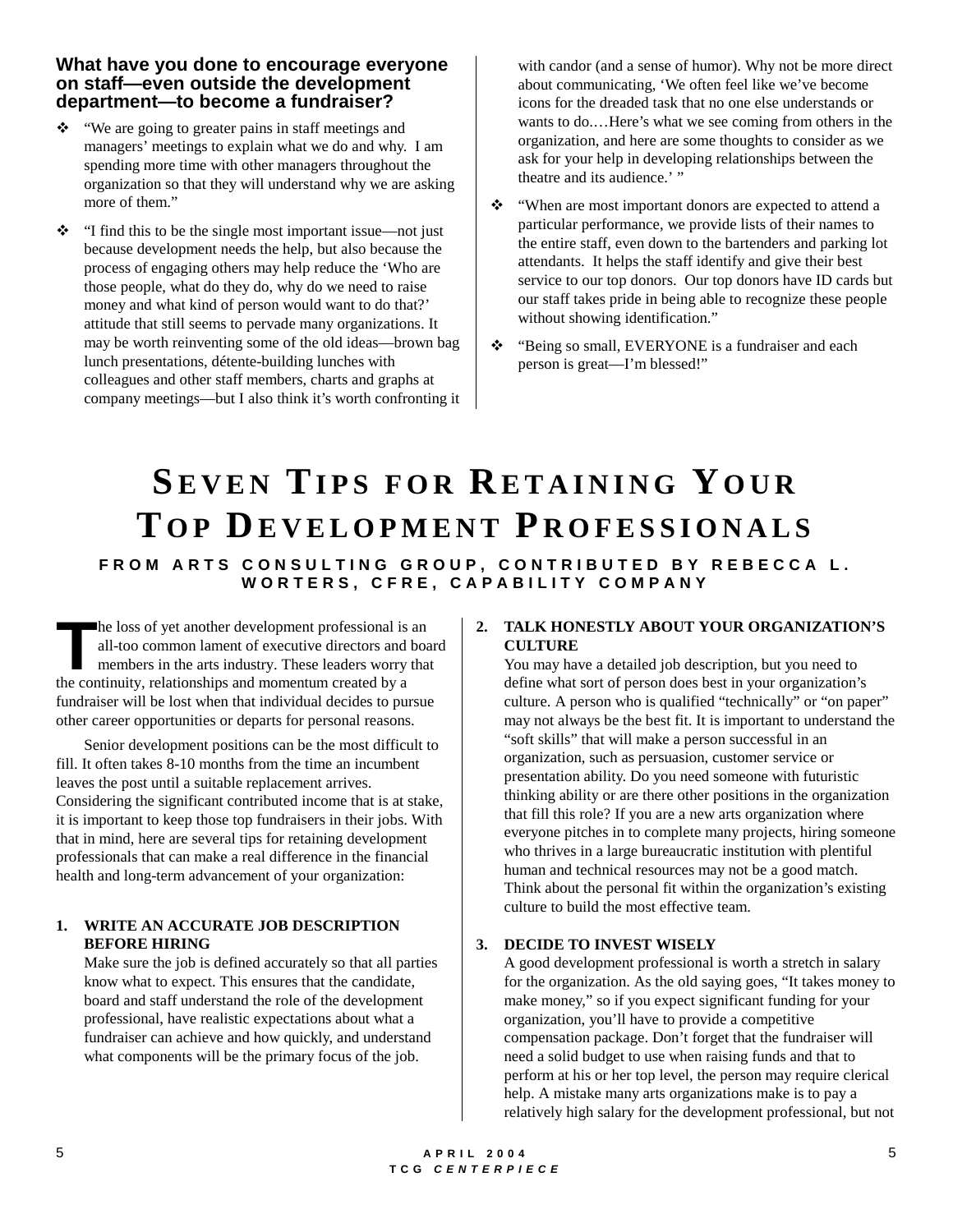### What have you done to encourage everyone on staff—even outside the development department—to become a fundraiser?

- "We are going to greater pains in staff meetings and managers' meetings to explain what we do and why. I am spending more time with other managers throughout the organization so that they will understand why we are asking more of them."
- "I find this to be the single most important issue—not just because development needs the help, but also because the process of engaging others may help reduce the 'Who are those people, what do they do, why do we need to raise money and what kind of person would want to do that?' attitude that still seems to pervade many organizations. It may be worth reinventing some of the old ideas—brown bag lunch presentations, détente-building lunches with colleagues and other staff members, charts and graphs at company meetings—but I also think it's worth confronting it with candor (and a sense of humor). Why not be more direct about communicating, 'We often feel like we've become icons for the dreaded task that no one else understands or wants to do.…Here's what we see coming from others in the organization, and here are some thoughts to consider as we ask for your help in developing relationships between the theatre and its audience.' "
- "When are most important donors are expected to attend a particular performance, we provide lists of their names to the entire staff, even down to the bartenders and parking lot attendants. It helps the staff identify and give their best service to our top donors. Our top donors have ID cards but our staff takes pride in being able to recognize these people without showing identification."
- "Being so small, EVERYONE is a fundraiser and each person is great—I'm blessed!"

# Seven Tips for Retaining Your Top Development Professionals

**FROM ARTS CONSULTING GROUP, CONTRIBUTED BY REBECCA L. WORTERS, CFRE, CAPABILITY COMPANY**

The loss of yet another development professional is an all-too common lament of executive directors and board members in the arts industry. These leaders worry that the continuity, relationships and momentum created by a fundraiser will be lost when that individual decides to pursue other career opportunities or departs for personal reasons.

Senior development positions can be the most difficult to fill. It often takes 8-10 months from the time an incumbent leaves the post until a suitable replacement arrives. Considering the significant contributed income that is at stake, it is important to keep those top fundraisers in their jobs. With that in mind, here are several tips for retaining development professionals that can make a real difference in the financial health and long-term advancement of your organization:

1. **WRITE AN ACCURATE JOB DESCRIPTION BEFORE HIRING**
   Make sure the job is defined accurately so that all parties know what to expect. This ensures that the candidate, board and staff understand the role of the development professional, have realistic expectations about what a fundraiser can achieve and how quickly, and understand what components will be the primary focus of the job.

2. **TALK HONESTLY ABOUT YOUR ORGANIZATION'S CULTURE**
   You may have a detailed job description, but you need to define what sort of person does best in your organization's culture. A person who is qualified "technically" or "on paper" may not always be the best fit. It is important to understand the "soft skills" that will make a person successful in an organization, such as persuasion, customer service or presentation ability. Do you need someone with futuristic thinking ability or are there other positions in the organization that fill this role? If you are a new arts organization where everyone pitches in to complete many projects, hiring someone who thrives in a large bureaucratic institution with plentiful human and technical resources may not be a good match. Think about the personal fit within the organization's existing culture to build the most effective team.

3. **DECIDE TO INVEST WISELY**
   A good development professional is worth a stretch in salary for the organization. As the old saying goes, "It takes money to make money," so if you expect significant funding for your organization, you'll have to provide a competitive compensation package. Don't forget that the fundraiser will need a solid budget to use when raising funds and that to perform at his or her top level, the person may require clerical help. A mistake many arts organizations make is to pay a relatively high salary for the development professional, but not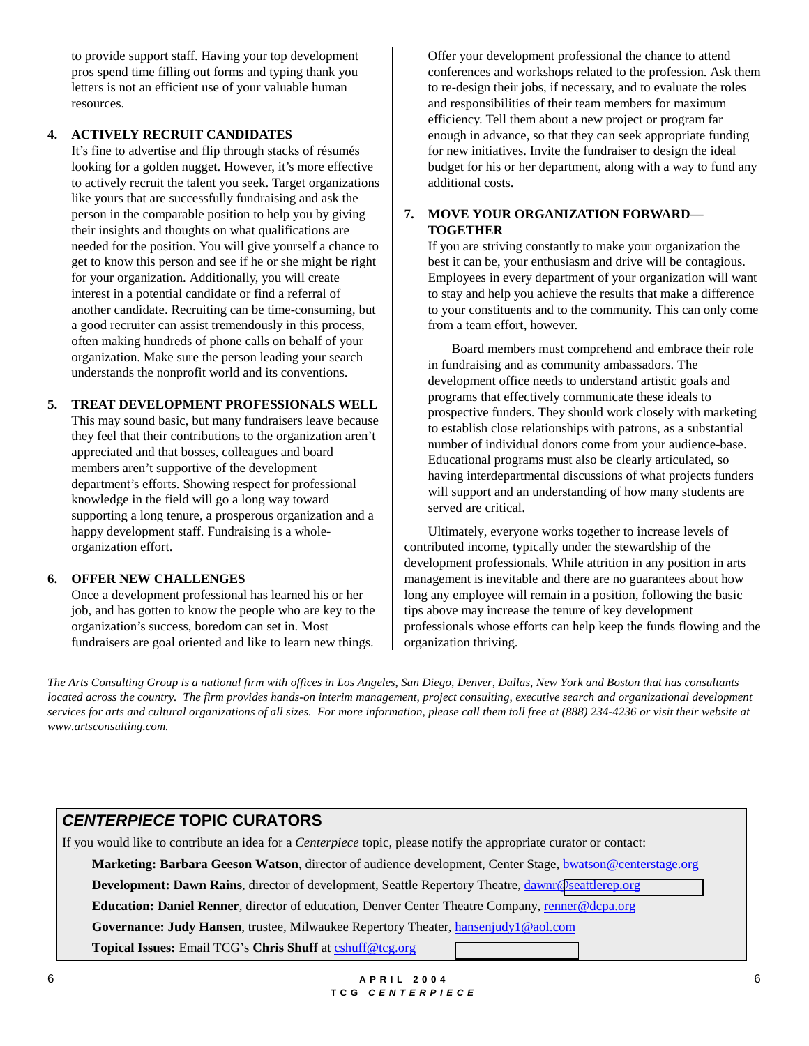to provide support staff. Having your top development pros spend time filling out forms and typing thank you letters is not an efficient use of your valuable human resources.

4. **ACTIVELY RECRUIT CANDIDATES**
   It's fine to advertise and flip through stacks of résumés looking for a golden nugget. However, it's more effective to actively recruit the talent you seek. Target organizations like yours that are successfully fundraising and ask the person in the comparable position to help you by giving their insights and thoughts on what qualifications are needed for the position. You will give yourself a chance to get to know this person and see if he or she might be right for your organization. Additionally, you will create interest in a potential candidate or find a referral of another candidate. Recruiting can be time-consuming, but a good recruiter can assist tremendously in this process, often making hundreds of phone calls on behalf of your organization. Make sure the person leading your search understands the nonprofit world and its conventions.

5. **TREAT DEVELOPMENT PROFESSIONALS WELL**
   This may sound basic, but many fundraisers leave because they feel that their contributions to the organization aren't appreciated and that bosses, colleagues and board members aren't supportive of the development department's efforts. Showing respect for professional knowledge in the field will go a long way toward supporting a long tenure, a prosperous organization and a happy development staff. Fundraising is a whole-organization effort.

6. **OFFER NEW CHALLENGES**
   Once a development professional has learned his or her job, and has gotten to know the people who are key to the organization's success, boredom can set in. Most fundraisers are goal oriented and like to learn new things. Offer your development professional the chance to attend conferences and workshops related to the profession. Ask them to re-design their jobs, if necessary, and to evaluate the roles and responsibilities of their team members for maximum efficiency. Tell them about a new project or program far enough in advance, so that they can seek appropriate funding for new initiatives. Invite the fundraiser to design the ideal budget for his or her department, along with a way to fund any additional costs.

7. **MOVE YOUR ORGANIZATION FORWARD—TOGETHER**
   If you are striving constantly to make your organization the best it can be, your enthusiasm and drive will be contagious. Employees in every department of your organization will want to stay and help you achieve the results that make a difference to your constituents and to the community. This can only come from a team effort, however.

   Board members must comprehend and embrace their role in fundraising and as community ambassadors. The development office needs to understand artistic goals and programs that effectively communicate these ideals to prospective funders. They should work closely with marketing to establish close relationships with patrons, as a substantial number of individual donors come from your audience-base. Educational programs must also be clearly articulated, so having interdepartmental discussions of what projects funders will support and an understanding of how many students are served are critical.

Ultimately, everyone works together to increase levels of contributed income, typically under the stewardship of the development professionals. While attrition in any position in arts management is inevitable and there are no guarantees about how long any employee will remain in a position, following the basic tips above may increase the tenure of key development professionals whose efforts can help keep the funds flowing and the organization thriving.

*The Arts Consulting Group is a national firm with offices in Los Angeles, San Diego, Denver, Dallas, New York and Boston that has consultants located across the country. The firm provides hands-on interim management, project consulting, executive search and organizational development services for arts and cultural organizations of all sizes. For more information, please call them toll free at (888) 234-4236 or visit their website at www.artsconsulting.com.*

## *CENTERPIECE* TOPIC CURATORS

If you would like to contribute an idea for a *Centerpiece* topic, please notify the appropriate curator or contact:

**Marketing: Barbara Geeson Watson**, director of audience development, Center Stage, bwatson@centerstage.org

**Development: Dawn Rains**, director of development, Seattle Repertory Theatre, dawnr@seattlerep.org

**Education: Daniel Renner**, director of education, Denver Center Theatre Company, renner@dcpa.org

**Governance: Judy Hansen**, trustee, Milwaukee Repertory Theater, hansenjudy1@aol.com

**Topical Issues:** Email TCG's **Chris Shuff** at cshuff@tcg.org